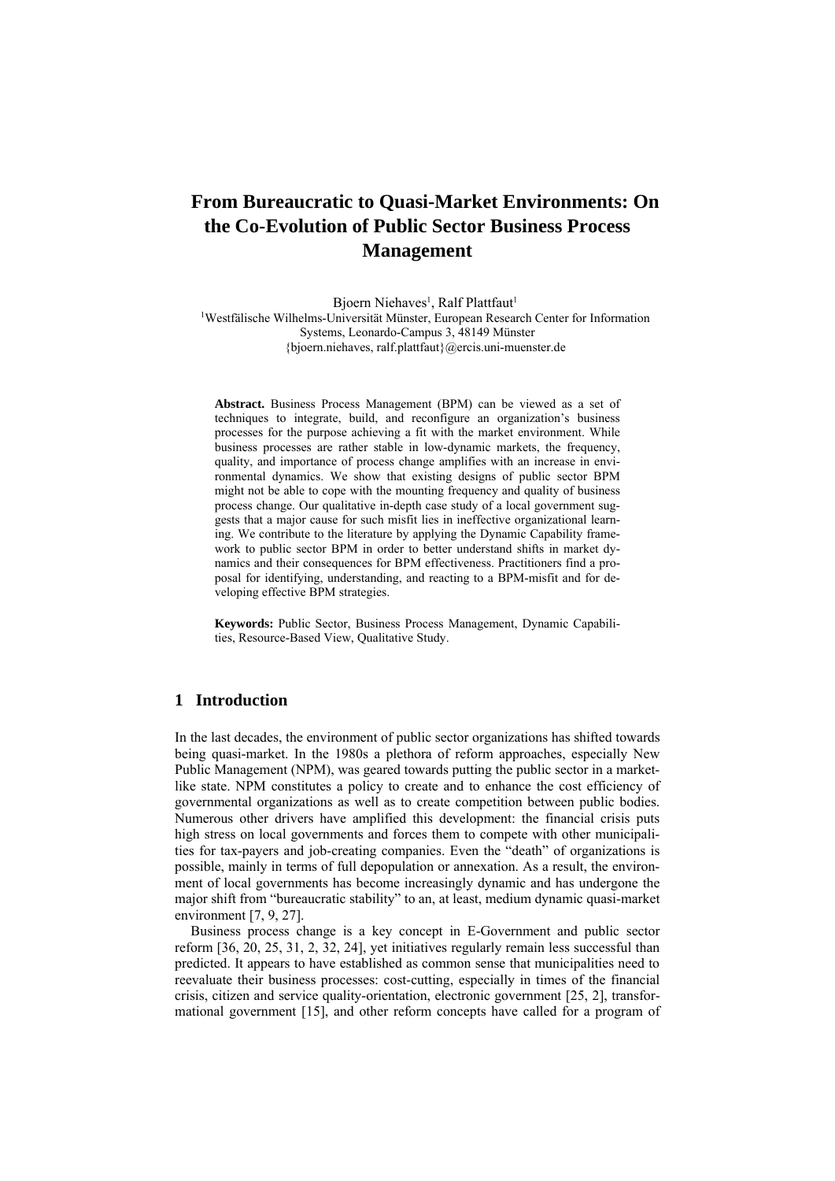# From Bureaucratic to Quasi-Market Environments: On the Co-Evolution of Public Sector Business Process Management

Bjoern Niehaves[1], Ralf Plattfaut[1]

[1]Westfälische Wilhelms-Universität Münster, European Research Center for Information Systems, Leonardo-Campus 3, 48149 Münster
{bjoern.niehaves, ralf.plattfaut}@ercis.uni-muenster.de

**Abstract.** Business Process Management (BPM) can be viewed as a set of techniques to integrate, build, and reconfigure an organization's business processes for the purpose achieving a fit with the market environment. While business processes are rather stable in low-dynamic markets, the frequency, quality, and importance of process change amplifies with an increase in environmental dynamics. We show that existing designs of public sector BPM might not be able to cope with the mounting frequency and quality of business process change. Our qualitative in-depth case study of a local government suggests that a major cause for such misfit lies in ineffective organizational learning. We contribute to the literature by applying the Dynamic Capability framework to public sector BPM in order to better understand shifts in market dynamics and their consequences for BPM effectiveness. Practitioners find a proposal for identifying, understanding, and reacting to a BPM-misfit and for developing effective BPM strategies.

**Keywords:** Public Sector, Business Process Management, Dynamic Capabilities, Resource-Based View, Qualitative Study.

## 1 Introduction

In the last decades, the environment of public sector organizations has shifted towards being quasi-market. In the 1980s a plethora of reform approaches, especially New Public Management (NPM), was geared towards putting the public sector in a market-like state. NPM constitutes a policy to create and to enhance the cost efficiency of governmental organizations as well as to create competition between public bodies. Numerous other drivers have amplified this development: the financial crisis puts high stress on local governments and forces them to compete with other municipalities for tax-payers and job-creating companies. Even the "death" of organizations is possible, mainly in terms of full depopulation or annexation. As a result, the environment of local governments has become increasingly dynamic and has undergone the major shift from "bureaucratic stability" to an, at least, medium dynamic quasi-market environment [7, 9, 27].

Business process change is a key concept in E-Government and public sector reform [36, 20, 25, 31, 2, 32, 24], yet initiatives regularly remain less successful than predicted. It appears to have established as common sense that municipalities need to reevaluate their business processes: cost-cutting, especially in times of the financial crisis, citizen and service quality-orientation, electronic government [25, 2], transformational government [15], and other reform concepts have called for a program of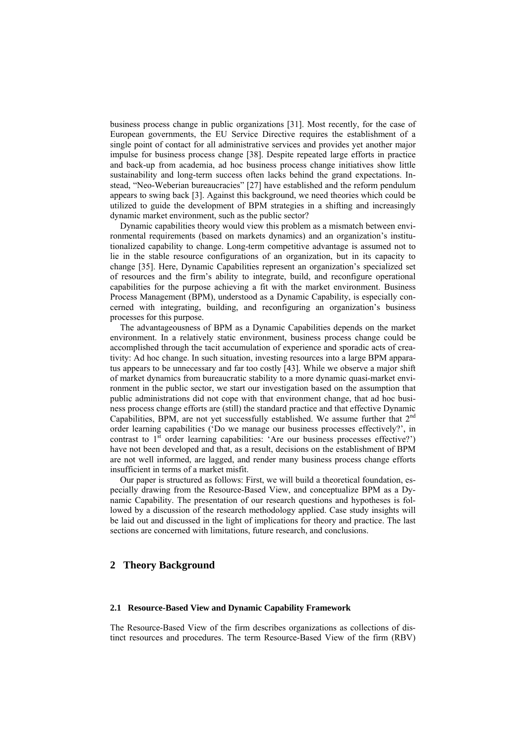business process change in public organizations [31]. Most recently, for the case of European governments, the EU Service Directive requires the establishment of a single point of contact for all administrative services and provides yet another major impulse for business process change [38]. Despite repeated large efforts in practice and back-up from academia, ad hoc business process change initiatives show little sustainability and long-term success often lacks behind the grand expectations. Instead, "Neo-Weberian bureaucracies" [27] have established and the reform pendulum appears to swing back [3]. Against this background, we need theories which could be utilized to guide the development of BPM strategies in a shifting and increasingly dynamic market environment, such as the public sector?

Dynamic capabilities theory would view this problem as a mismatch between environmental requirements (based on markets dynamics) and an organization's institutionalized capability to change. Long-term competitive advantage is assumed not to lie in the stable resource configurations of an organization, but in its capacity to change [35]. Here, Dynamic Capabilities represent an organization's specialized set of resources and the firm's ability to integrate, build, and reconfigure operational capabilities for the purpose achieving a fit with the market environment. Business Process Management (BPM), understood as a Dynamic Capability, is especially concerned with integrating, building, and reconfiguring an organization's business processes for this purpose.

The advantageousness of BPM as a Dynamic Capabilities depends on the market environment. In a relatively static environment, business process change could be accomplished through the tacit accumulation of experience and sporadic acts of creativity: Ad hoc change. In such situation, investing resources into a large BPM apparatus appears to be unnecessary and far too costly [43]. While we observe a major shift of market dynamics from bureaucratic stability to a more dynamic quasi-market environment in the public sector, we start our investigation based on the assumption that public administrations did not cope with that environment change, that ad hoc business process change efforts are (still) the standard practice and that effective Dynamic Capabilities, BPM, are not yet successfully established. We assume further that 2nd order learning capabilities ('Do we manage our business processes effectively?', in contrast to 1st order learning capabilities: 'Are our business processes effective?') have not been developed and that, as a result, decisions on the establishment of BPM are not well informed, are lagged, and render many business process change efforts insufficient in terms of a market misfit.

Our paper is structured as follows: First, we will build a theoretical foundation, especially drawing from the Resource-Based View, and conceptualize BPM as a Dynamic Capability. The presentation of our research questions and hypotheses is followed by a discussion of the research methodology applied. Case study insights will be laid out and discussed in the light of implications for theory and practice. The last sections are concerned with limitations, future research, and conclusions.

## 2 Theory Background

### 2.1 Resource-Based View and Dynamic Capability Framework

The Resource-Based View of the firm describes organizations as collections of distinct resources and procedures. The term Resource-Based View of the firm (RBV)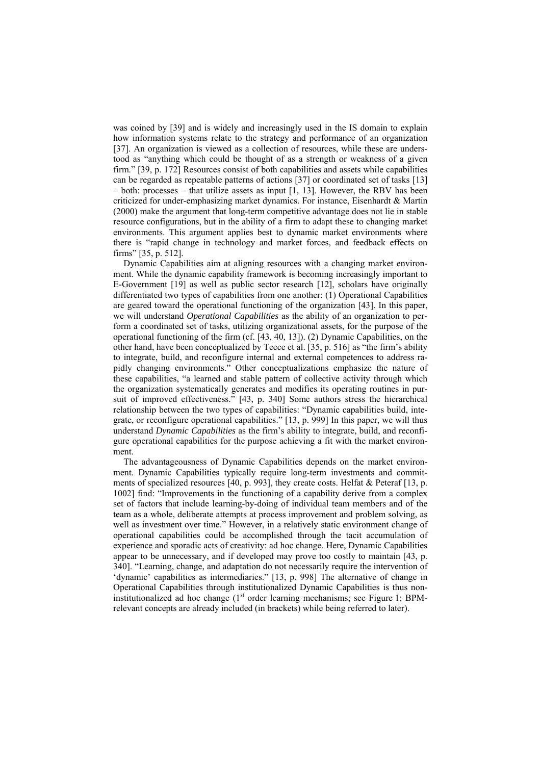was coined by [39] and is widely and increasingly used in the IS domain to explain how information systems relate to the strategy and performance of an organization [37]. An organization is viewed as a collection of resources, while these are understood as "anything which could be thought of as a strength or weakness of a given firm." [39, p. 172] Resources consist of both capabilities and assets while capabilities can be regarded as repeatable patterns of actions [37] or coordinated set of tasks [13] – both: processes – that utilize assets as input [1, 13]. However, the RBV has been criticized for under-emphasizing market dynamics. For instance, Eisenhardt & Martin (2000) make the argument that long-term competitive advantage does not lie in stable resource configurations, but in the ability of a firm to adapt these to changing market environments. This argument applies best to dynamic market environments where there is "rapid change in technology and market forces, and feedback effects on firms" [35, p. 512].

Dynamic Capabilities aim at aligning resources with a changing market environment. While the dynamic capability framework is becoming increasingly important to E-Government [19] as well as public sector research [12], scholars have originally differentiated two types of capabilities from one another: (1) Operational Capabilities are geared toward the operational functioning of the organization [43]. In this paper, we will understand *Operational Capabilities* as the ability of an organization to perform a coordinated set of tasks, utilizing organizational assets, for the purpose of the operational functioning of the firm (cf. [43, 40, 13]). (2) Dynamic Capabilities, on the other hand, have been conceptualized by Teece et al. [35, p. 516] as "the firm's ability to integrate, build, and reconfigure internal and external competences to address rapidly changing environments." Other conceptualizations emphasize the nature of these capabilities, "a learned and stable pattern of collective activity through which the organization systematically generates and modifies its operating routines in pursuit of improved effectiveness." [43, p. 340] Some authors stress the hierarchical relationship between the two types of capabilities: "Dynamic capabilities build, integrate, or reconfigure operational capabilities." [13, p. 999] In this paper, we will thus understand *Dynamic Capabilities* as the firm's ability to integrate, build, and reconfigure operational capabilities for the purpose achieving a fit with the market environment.

The advantageousness of Dynamic Capabilities depends on the market environment. Dynamic Capabilities typically require long-term investments and commitments of specialized resources [40, p. 993], they create costs. Helfat & Peteraf [13, p. 1002] find: "Improvements in the functioning of a capability derive from a complex set of factors that include learning-by-doing of individual team members and of the team as a whole, deliberate attempts at process improvement and problem solving, as well as investment over time." However, in a relatively static environment change of operational capabilities could be accomplished through the tacit accumulation of experience and sporadic acts of creativity: ad hoc change. Here, Dynamic Capabilities appear to be unnecessary, and if developed may prove too costly to maintain [43, p. 340]. "Learning, change, and adaptation do not necessarily require the intervention of 'dynamic' capabilities as intermediaries." [13, p. 998] The alternative of change in Operational Capabilities through institutionalized Dynamic Capabilities is thus non-institutionalized ad hoc change (1st order learning mechanisms; see Figure 1; BPM-relevant concepts are already included (in brackets) while being referred to later).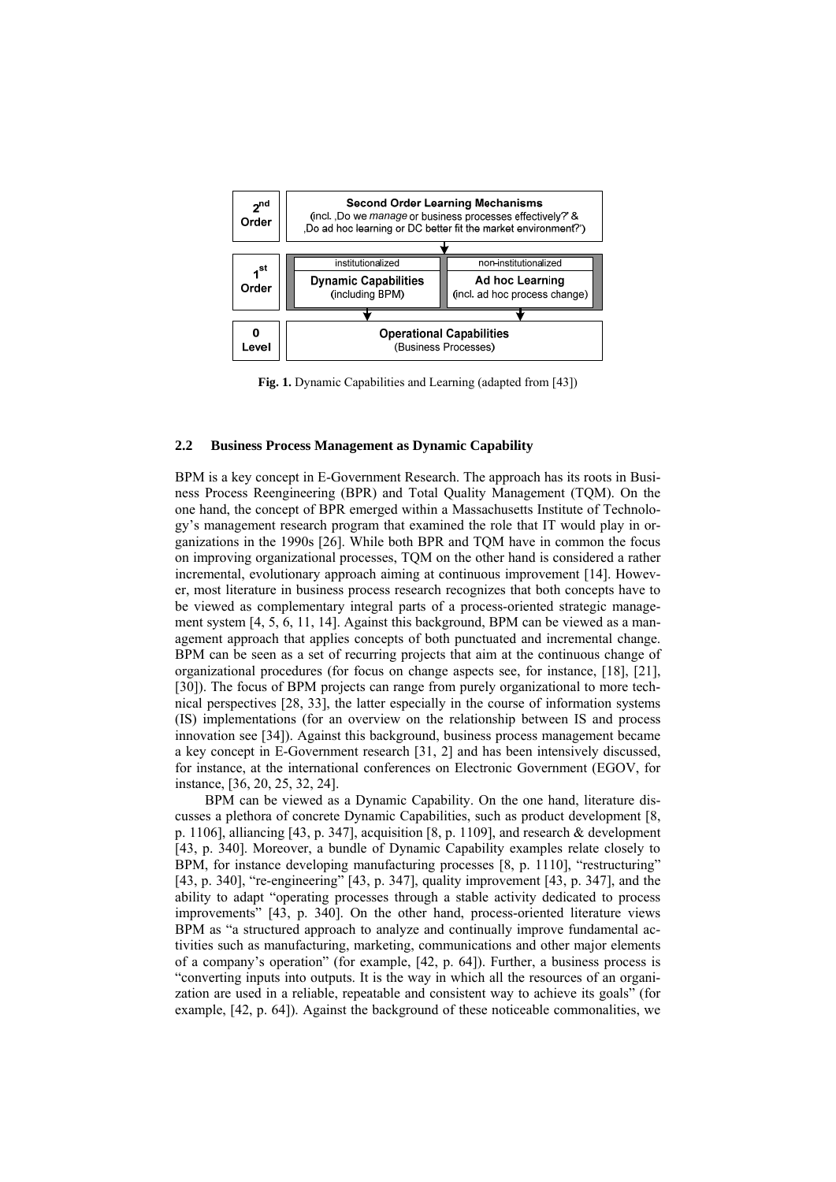| Level | | |
|---|---|---|
| 2nd Order | **Second Order Learning Mechanisms** (incl. ‚Do we *manage* or business processes effectively?' & ‚Do ad hoc learning or DC better fit the market environment?') | |
| 1st Order | institutionalized **Dynamic Capabilities** (including BPM) | non-institutionalized **Ad hoc Learning** (incl. ad hoc process change) |
| 0 Level | **Operational Capabilities** (Business Processes) | |

**Fig. 1.** Dynamic Capabilities and Learning (adapted from [43])

### 2.2 Business Process Management as Dynamic Capability

BPM is a key concept in E-Government Research. The approach has its roots in Business Process Reengineering (BPR) and Total Quality Management (TQM). On the one hand, the concept of BPR emerged within a Massachusetts Institute of Technology's management research program that examined the role that IT would play in organizations in the 1990s [26]. While both BPR and TQM have in common the focus on improving organizational processes, TQM on the other hand is considered a rather incremental, evolutionary approach aiming at continuous improvement [14]. However, most literature in business process research recognizes that both concepts have to be viewed as complementary integral parts of a process-oriented strategic management system [4, 5, 6, 11, 14]. Against this background, BPM can be viewed as a management approach that applies concepts of both punctuated and incremental change. BPM can be seen as a set of recurring projects that aim at the continuous change of organizational procedures (for focus on change aspects see, for instance, [18], [21], [30]). The focus of BPM projects can range from purely organizational to more technical perspectives [28, 33], the latter especially in the course of information systems (IS) implementations (for an overview on the relationship between IS and process innovation see [34]). Against this background, business process management became a key concept in E-Government research [31, 2] and has been intensively discussed, for instance, at the international conferences on Electronic Government (EGOV, for instance, [36, 20, 25, 32, 24].

BPM can be viewed as a Dynamic Capability. On the one hand, literature discusses a plethora of concrete Dynamic Capabilities, such as product development [8, p. 1106], alliancing [43, p. 347], acquisition [8, p. 1109], and research & development [43, p. 340]. Moreover, a bundle of Dynamic Capability examples relate closely to BPM, for instance developing manufacturing processes [8, p. 1110], "restructuring" [43, p. 340], "re-engineering" [43, p. 347], quality improvement [43, p. 347], and the ability to adapt "operating processes through a stable activity dedicated to process improvements" [43, p. 340]. On the other hand, process-oriented literature views BPM as "a structured approach to analyze and continually improve fundamental activities such as manufacturing, marketing, communications and other major elements of a company's operation" (for example, [42, p. 64]). Further, a business process is "converting inputs into outputs. It is the way in which all the resources of an organization are used in a reliable, repeatable and consistent way to achieve its goals" (for example, [42, p. 64]). Against the background of these noticeable commonalities, we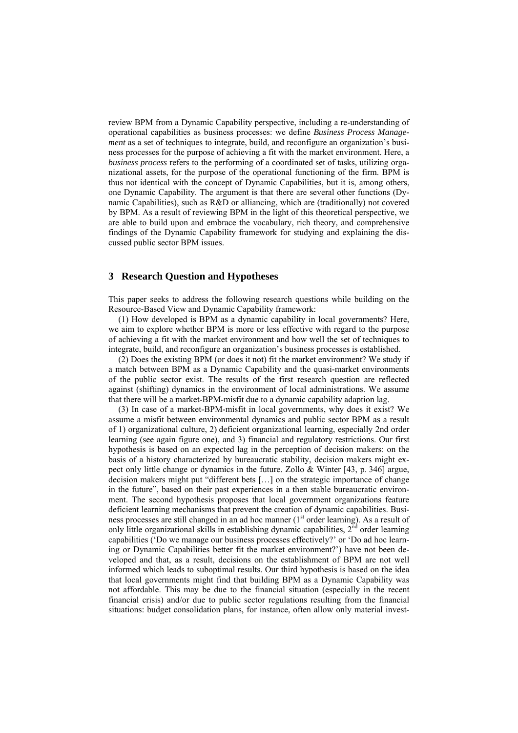review BPM from a Dynamic Capability perspective, including a re-understanding of operational capabilities as business processes: we define *Business Process Management* as a set of techniques to integrate, build, and reconfigure an organization's business processes for the purpose of achieving a fit with the market environment. Here, a *business process* refers to the performing of a coordinated set of tasks, utilizing organizational assets, for the purpose of the operational functioning of the firm. BPM is thus not identical with the concept of Dynamic Capabilities, but it is, among others, one Dynamic Capability. The argument is that there are several other functions (Dynamic Capabilities), such as R&D or alliancing, which are (traditionally) not covered by BPM. As a result of reviewing BPM in the light of this theoretical perspective, we are able to build upon and embrace the vocabulary, rich theory, and comprehensive findings of the Dynamic Capability framework for studying and explaining the discussed public sector BPM issues.

## 3 Research Question and Hypotheses

This paper seeks to address the following research questions while building on the Resource-Based View and Dynamic Capability framework:

(1) How developed is BPM as a dynamic capability in local governments? Here, we aim to explore whether BPM is more or less effective with regard to the purpose of achieving a fit with the market environment and how well the set of techniques to integrate, build, and reconfigure an organization's business processes is established.

(2) Does the existing BPM (or does it not) fit the market environment? We study if a match between BPM as a Dynamic Capability and the quasi-market environments of the public sector exist. The results of the first research question are reflected against (shifting) dynamics in the environment of local administrations. We assume that there will be a market-BPM-misfit due to a dynamic capability adaption lag.

(3) In case of a market-BPM-misfit in local governments, why does it exist? We assume a misfit between environmental dynamics and public sector BPM as a result of 1) organizational culture, 2) deficient organizational learning, especially 2nd order learning (see again figure one), and 3) financial and regulatory restrictions. Our first hypothesis is based on an expected lag in the perception of decision makers: on the basis of a history characterized by bureaucratic stability, decision makers might expect only little change or dynamics in the future. Zollo & Winter [43, p. 346] argue, decision makers might put "different bets […] on the strategic importance of change in the future", based on their past experiences in a then stable bureaucratic environment. The second hypothesis proposes that local government organizations feature deficient learning mechanisms that prevent the creation of dynamic capabilities. Business processes are still changed in an ad hoc manner (1st order learning). As a result of only little organizational skills in establishing dynamic capabilities, 2nd order learning capabilities ('Do we manage our business processes effectively?' or 'Do ad hoc learning or Dynamic Capabilities better fit the market environment?') have not been developed and that, as a result, decisions on the establishment of BPM are not well informed which leads to suboptimal results. Our third hypothesis is based on the idea that local governments might find that building BPM as a Dynamic Capability was not affordable. This may be due to the financial situation (especially in the recent financial crisis) and/or due to public sector regulations resulting from the financial situations: budget consolidation plans, for instance, often allow only material invest-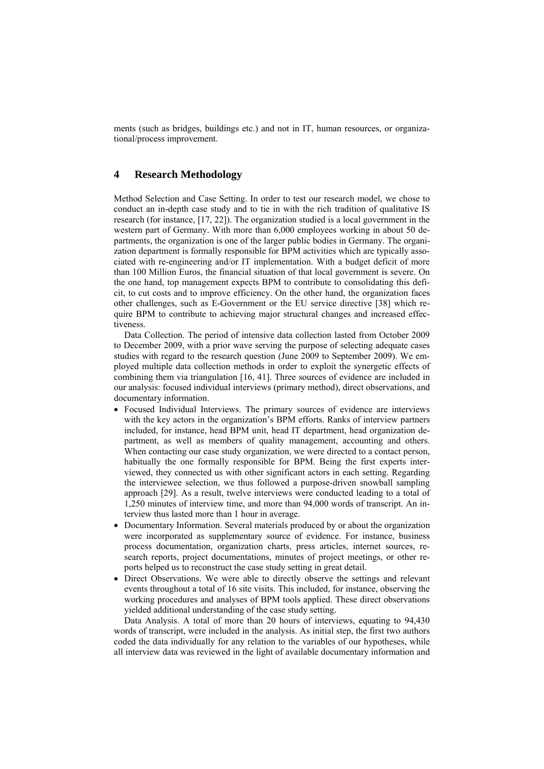ments (such as bridges, buildings etc.) and not in IT, human resources, or organizational/process improvement.

## 4 Research Methodology

Method Selection and Case Setting. In order to test our research model, we chose to conduct an in-depth case study and to tie in with the rich tradition of qualitative IS research (for instance, [17, 22]). The organization studied is a local government in the western part of Germany. With more than 6,000 employees working in about 50 departments, the organization is one of the larger public bodies in Germany. The organization department is formally responsible for BPM activities which are typically associated with re-engineering and/or IT implementation. With a budget deficit of more than 100 Million Euros, the financial situation of that local government is severe. On the one hand, top management expects BPM to contribute to consolidating this deficit, to cut costs and to improve efficiency. On the other hand, the organization faces other challenges, such as E-Government or the EU service directive [38] which require BPM to contribute to achieving major structural changes and increased effectiveness.

Data Collection. The period of intensive data collection lasted from October 2009 to December 2009, with a prior wave serving the purpose of selecting adequate cases studies with regard to the research question (June 2009 to September 2009). We employed multiple data collection methods in order to exploit the synergetic effects of combining them via triangulation [16, 41]. Three sources of evidence are included in our analysis: focused individual interviews (primary method), direct observations, and documentary information.

- Focused Individual Interviews. The primary sources of evidence are interviews with the key actors in the organization's BPM efforts. Ranks of interview partners included, for instance, head BPM unit, head IT department, head organization department, as well as members of quality management, accounting and others. When contacting our case study organization, we were directed to a contact person, habitually the one formally responsible for BPM. Being the first experts interviewed, they connected us with other significant actors in each setting. Regarding the interviewee selection, we thus followed a purpose-driven snowball sampling approach [29]. As a result, twelve interviews were conducted leading to a total of 1,250 minutes of interview time, and more than 94,000 words of transcript. An interview thus lasted more than 1 hour in average.
- Documentary Information. Several materials produced by or about the organization were incorporated as supplementary source of evidence. For instance, business process documentation, organization charts, press articles, internet sources, research reports, project documentations, minutes of project meetings, or other reports helped us to reconstruct the case study setting in great detail.
- Direct Observations. We were able to directly observe the settings and relevant events throughout a total of 16 site visits. This included, for instance, observing the working procedures and analyses of BPM tools applied. These direct observations yielded additional understanding of the case study setting.

Data Analysis. A total of more than 20 hours of interviews, equating to 94,430 words of transcript, were included in the analysis. As initial step, the first two authors coded the data individually for any relation to the variables of our hypotheses, while all interview data was reviewed in the light of available documentary information and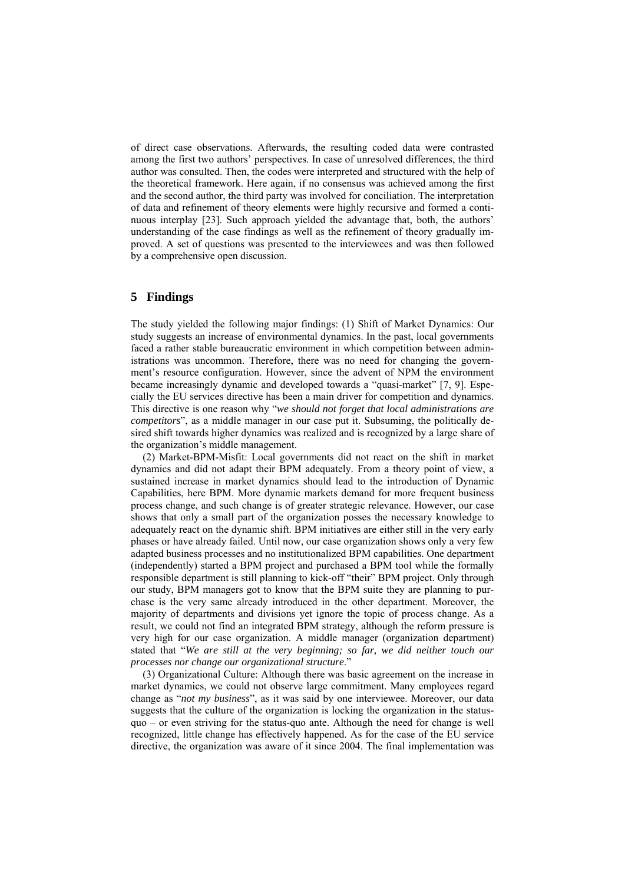of direct case observations. Afterwards, the resulting coded data were contrasted among the first two authors' perspectives. In case of unresolved differences, the third author was consulted. Then, the codes were interpreted and structured with the help of the theoretical framework. Here again, if no consensus was achieved among the first and the second author, the third party was involved for conciliation. The interpretation of data and refinement of theory elements were highly recursive and formed a continuous interplay [23]. Such approach yielded the advantage that, both, the authors' understanding of the case findings as well as the refinement of theory gradually improved. A set of questions was presented to the interviewees and was then followed by a comprehensive open discussion.

## 5 Findings

The study yielded the following major findings: (1) Shift of Market Dynamics: Our study suggests an increase of environmental dynamics. In the past, local governments faced a rather stable bureaucratic environment in which competition between administrations was uncommon. Therefore, there was no need for changing the government's resource configuration. However, since the advent of NPM the environment became increasingly dynamic and developed towards a "quasi-market" [7, 9]. Especially the EU services directive has been a main driver for competition and dynamics. This directive is one reason why "*we should not forget that local administrations are competitors*", as a middle manager in our case put it. Subsuming, the politically desired shift towards higher dynamics was realized and is recognized by a large share of the organization's middle management.

(2) Market-BPM-Misfit: Local governments did not react on the shift in market dynamics and did not adapt their BPM adequately. From a theory point of view, a sustained increase in market dynamics should lead to the introduction of Dynamic Capabilities, here BPM. More dynamic markets demand for more frequent business process change, and such change is of greater strategic relevance. However, our case shows that only a small part of the organization posses the necessary knowledge to adequately react on the dynamic shift. BPM initiatives are either still in the very early phases or have already failed. Until now, our case organization shows only a very few adapted business processes and no institutionalized BPM capabilities. One department (independently) started a BPM project and purchased a BPM tool while the formally responsible department is still planning to kick-off "their" BPM project. Only through our study, BPM managers got to know that the BPM suite they are planning to purchase is the very same already introduced in the other department. Moreover, the majority of departments and divisions yet ignore the topic of process change. As a result, we could not find an integrated BPM strategy, although the reform pressure is very high for our case organization. A middle manager (organization department) stated that "*We are still at the very beginning; so far, we did neither touch our processes nor change our organizational structure*."

(3) Organizational Culture: Although there was basic agreement on the increase in market dynamics, we could not observe large commitment. Many employees regard change as "*not my business*", as it was said by one interviewee. Moreover, our data suggests that the culture of the organization is locking the organization in the status-quo – or even striving for the status-quo ante. Although the need for change is well recognized, little change has effectively happened. As for the case of the EU service directive, the organization was aware of it since 2004. The final implementation was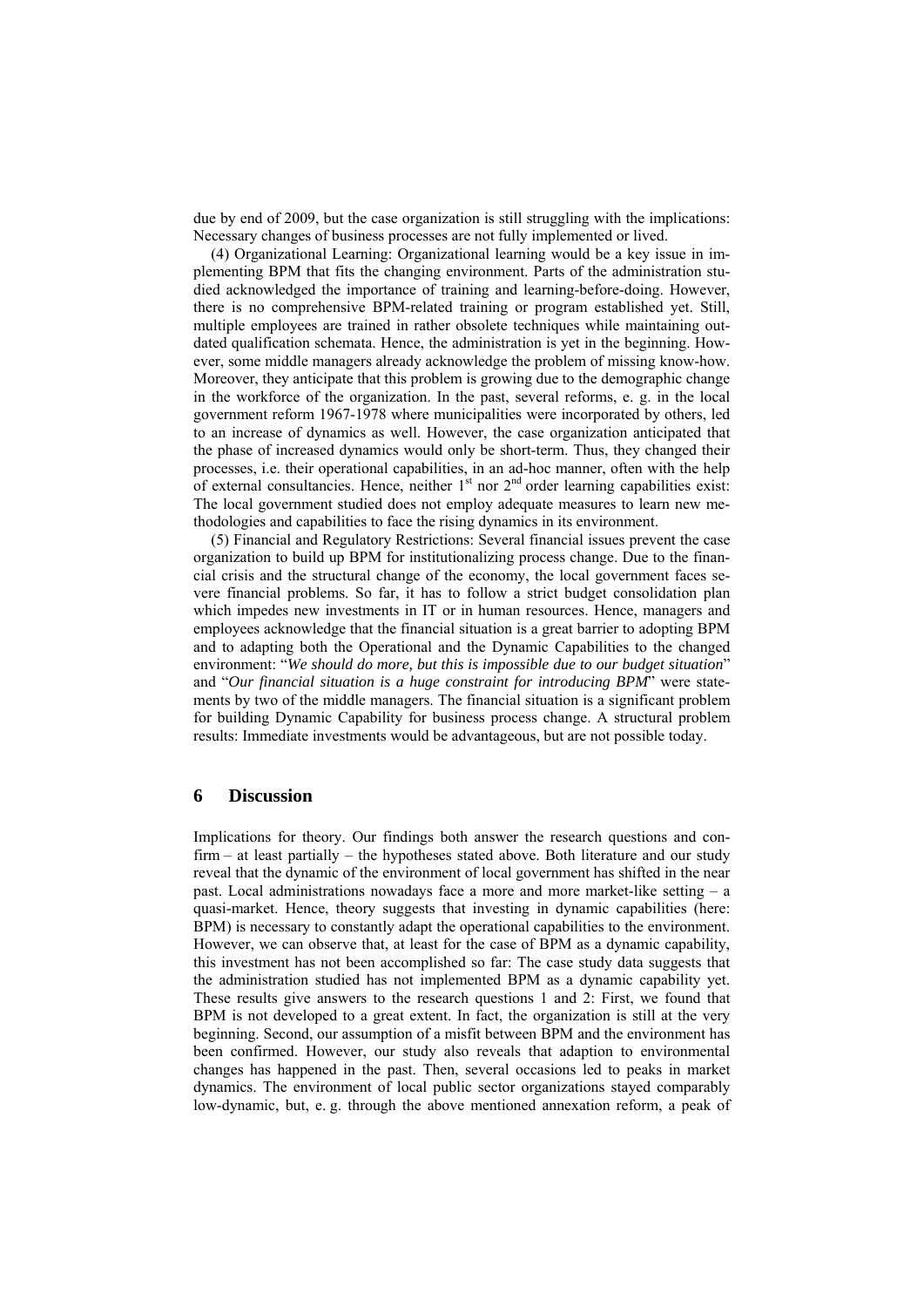due by end of 2009, but the case organization is still struggling with the implications: Necessary changes of business processes are not fully implemented or lived.

(4) Organizational Learning: Organizational learning would be a key issue in implementing BPM that fits the changing environment. Parts of the administration studied acknowledged the importance of training and learning-before-doing. However, there is no comprehensive BPM-related training or program established yet. Still, multiple employees are trained in rather obsolete techniques while maintaining outdated qualification schemata. Hence, the administration is yet in the beginning. However, some middle managers already acknowledge the problem of missing know-how. Moreover, they anticipate that this problem is growing due to the demographic change in the workforce of the organization. In the past, several reforms, e. g. in the local government reform 1967-1978 where municipalities were incorporated by others, led to an increase of dynamics as well. However, the case organization anticipated that the phase of increased dynamics would only be short-term. Thus, they changed their processes, i.e. their operational capabilities, in an ad-hoc manner, often with the help of external consultancies. Hence, neither 1st nor 2nd order learning capabilities exist: The local government studied does not employ adequate measures to learn new methodologies and capabilities to face the rising dynamics in its environment.

(5) Financial and Regulatory Restrictions: Several financial issues prevent the case organization to build up BPM for institutionalizing process change. Due to the financial crisis and the structural change of the economy, the local government faces severe financial problems. So far, it has to follow a strict budget consolidation plan which impedes new investments in IT or in human resources. Hence, managers and employees acknowledge that the financial situation is a great barrier to adopting BPM and to adapting both the Operational and the Dynamic Capabilities to the changed environment: "*We should do more, but this is impossible due to our budget situation*" and "*Our financial situation is a huge constraint for introducing BPM*" were statements by two of the middle managers. The financial situation is a significant problem for building Dynamic Capability for business process change. A structural problem results: Immediate investments would be advantageous, but are not possible today.

## 6 Discussion

Implications for theory. Our findings both answer the research questions and confirm – at least partially – the hypotheses stated above. Both literature and our study reveal that the dynamic of the environment of local government has shifted in the near past. Local administrations nowadays face a more and more market-like setting – a quasi-market. Hence, theory suggests that investing in dynamic capabilities (here: BPM) is necessary to constantly adapt the operational capabilities to the environment. However, we can observe that, at least for the case of BPM as a dynamic capability, this investment has not been accomplished so far: The case study data suggests that the administration studied has not implemented BPM as a dynamic capability yet. These results give answers to the research questions 1 and 2: First, we found that BPM is not developed to a great extent. In fact, the organization is still at the very beginning. Second, our assumption of a misfit between BPM and the environment has been confirmed. However, our study also reveals that adaption to environmental changes has happened in the past. Then, several occasions led to peaks in market dynamics. The environment of local public sector organizations stayed comparably low-dynamic, but, e. g. through the above mentioned annexation reform, a peak of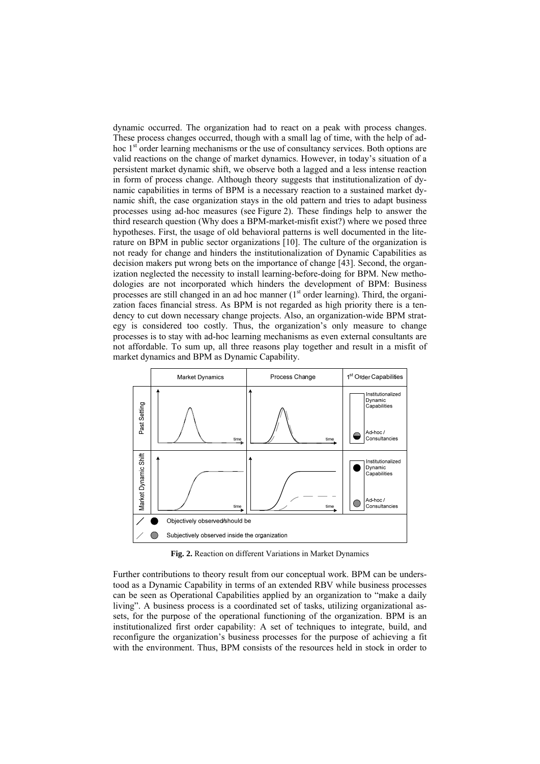dynamic occurred. The organization had to react on a peak with process changes. These process changes occurred, though with a small lag of time, with the help of ad-hoc 1st order learning mechanisms or the use of consultancy services. Both options are valid reactions on the change of market dynamics. However, in today's situation of a persistent market dynamic shift, we observe both a lagged and a less intense reaction in form of process change. Although theory suggests that institutionalization of dynamic capabilities in terms of BPM is a necessary reaction to a sustained market dynamic shift, the case organization stays in the old pattern and tries to adapt business processes using ad-hoc measures (see Figure 2). These findings help to answer the third research question (Why does a BPM-market-misfit exist?) where we posed three hypotheses. First, the usage of old behavioral patterns is well documented in the literature on BPM in public sector organizations [10]. The culture of the organization is not ready for change and hinders the institutionalization of Dynamic Capabilities as decision makers put wrong bets on the importance of change [43]. Second, the organization neglected the necessity to install learning-before-doing for BPM. New methodologies are not incorporated which hinders the development of BPM: Business processes are still changed in an ad hoc manner (1st order learning). Third, the organization faces financial stress. As BPM is not regarded as high priority there is a tendency to cut down necessary change projects. Also, an organization-wide BPM strategy is considered too costly. Thus, the organization's only measure to change processes is to stay with ad-hoc learning mechanisms as even external consultants are not affordable. To sum up, all three reasons play together and result in a misfit of market dynamics and BPM as Dynamic Capability.

Market Dynamics

Process Change

1st Order Capabilities

Past Setting

Market Dynamic Shift

time

Institutionalized Dynamic Capabilities

Ad-hoc / Consultancies

Objectively observed/should be

Subjectively observed inside the organization

**Fig. 2.** Reaction on different Variations in Market Dynamics

Further contributions to theory result from our conceptual work. BPM can be understood as a Dynamic Capability in terms of an extended RBV while business processes can be seen as Operational Capabilities applied by an organization to "make a daily living". A business process is a coordinated set of tasks, utilizing organizational assets, for the purpose of the operational functioning of the organization. BPM is an institutionalized first order capability: A set of techniques to integrate, build, and reconfigure the organization's business processes for the purpose of achieving a fit with the environment. Thus, BPM consists of the resources held in stock in order to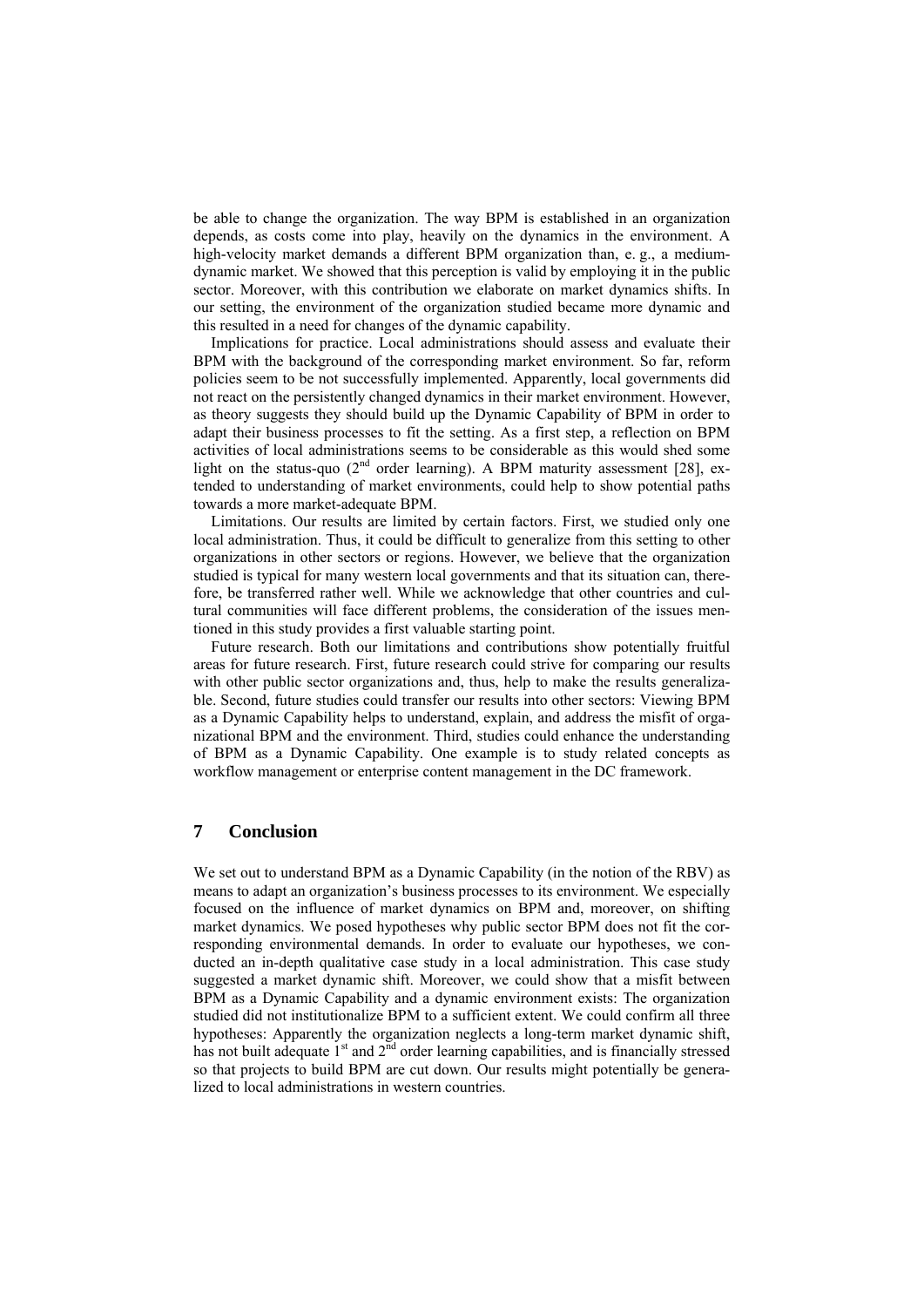be able to change the organization. The way BPM is established in an organization depends, as costs come into play, heavily on the dynamics in the environment. A high-velocity market demands a different BPM organization than, e. g., a medium-dynamic market. We showed that this perception is valid by employing it in the public sector. Moreover, with this contribution we elaborate on market dynamics shifts. In our setting, the environment of the organization studied became more dynamic and this resulted in a need for changes of the dynamic capability.

Implications for practice. Local administrations should assess and evaluate their BPM with the background of the corresponding market environment. So far, reform policies seem to be not successfully implemented. Apparently, local governments did not react on the persistently changed dynamics in their market environment. However, as theory suggests they should build up the Dynamic Capability of BPM in order to adapt their business processes to fit the setting. As a first step, a reflection on BPM activities of local administrations seems to be considerable as this would shed some light on the status-quo (2nd order learning). A BPM maturity assessment [28], extended to understanding of market environments, could help to show potential paths towards a more market-adequate BPM.

Limitations. Our results are limited by certain factors. First, we studied only one local administration. Thus, it could be difficult to generalize from this setting to other organizations in other sectors or regions. However, we believe that the organization studied is typical for many western local governments and that its situation can, therefore, be transferred rather well. While we acknowledge that other countries and cultural communities will face different problems, the consideration of the issues mentioned in this study provides a first valuable starting point.

Future research. Both our limitations and contributions show potentially fruitful areas for future research. First, future research could strive for comparing our results with other public sector organizations and, thus, help to make the results generalizable. Second, future studies could transfer our results into other sectors: Viewing BPM as a Dynamic Capability helps to understand, explain, and address the misfit of organizational BPM and the environment. Third, studies could enhance the understanding of BPM as a Dynamic Capability. One example is to study related concepts as workflow management or enterprise content management in the DC framework.

## 7 Conclusion

We set out to understand BPM as a Dynamic Capability (in the notion of the RBV) as means to adapt an organization's business processes to its environment. We especially focused on the influence of market dynamics on BPM and, moreover, on shifting market dynamics. We posed hypotheses why public sector BPM does not fit the corresponding environmental demands. In order to evaluate our hypotheses, we conducted an in-depth qualitative case study in a local administration. This case study suggested a market dynamic shift. Moreover, we could show that a misfit between BPM as a Dynamic Capability and a dynamic environment exists: The organization studied did not institutionalize BPM to a sufficient extent. We could confirm all three hypotheses: Apparently the organization neglects a long-term market dynamic shift, has not built adequate 1st and 2nd order learning capabilities, and is financially stressed so that projects to build BPM are cut down. Our results might potentially be generalized to local administrations in western countries.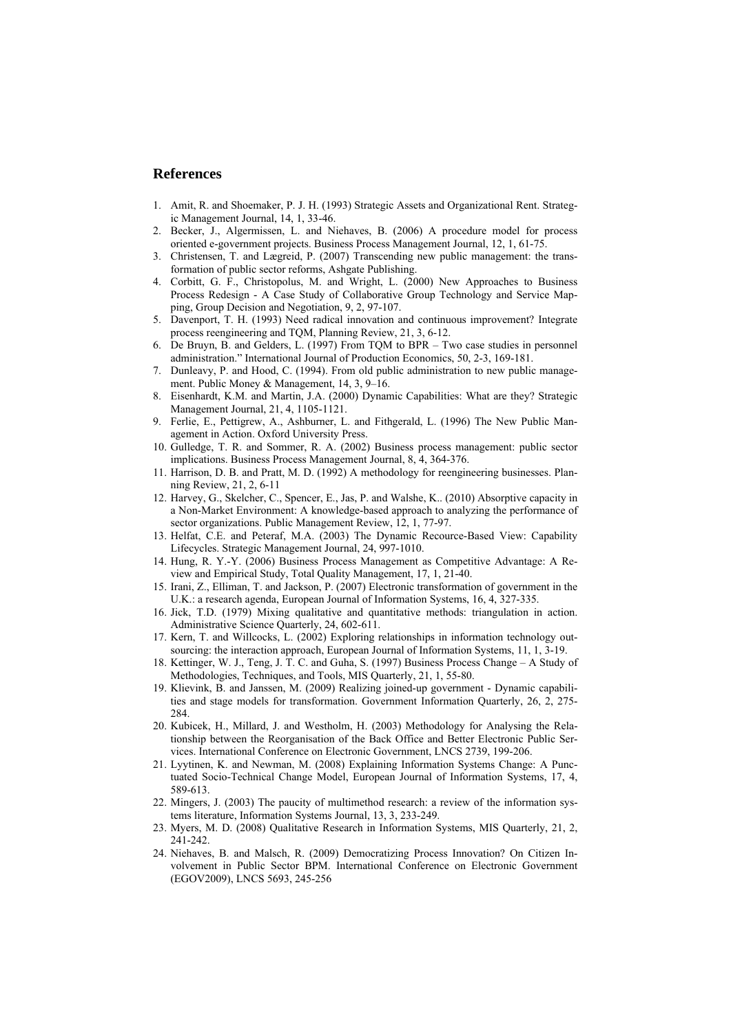## References

1. Amit, R. and Shoemaker, P. J. H. (1993) Strategic Assets and Organizational Rent. Strategic Management Journal, 14, 1, 33-46.
2. Becker, J., Algermissen, L. and Niehaves, B. (2006) A procedure model for process oriented e-government projects. Business Process Management Journal, 12, 1, 61-75.
3. Christensen, T. and Lægreid, P. (2007) Transcending new public management: the transformation of public sector reforms, Ashgate Publishing.
4. Corbitt, G. F., Christopolus, M. and Wright, L. (2000) New Approaches to Business Process Redesign - A Case Study of Collaborative Group Technology and Service Mapping, Group Decision and Negotiation, 9, 2, 97-107.
5. Davenport, T. H. (1993) Need radical innovation and continuous improvement? Integrate process reengineering and TQM, Planning Review, 21, 3, 6-12.
6. De Bruyn, B. and Gelders, L. (1997) From TQM to BPR – Two case studies in personnel administration." International Journal of Production Economics, 50, 2-3, 169-181.
7. Dunleavy, P. and Hood, C. (1994). From old public administration to new public management. Public Money & Management, 14, 3, 9–16.
8. Eisenhardt, K.M. and Martin, J.A. (2000) Dynamic Capabilities: What are they? Strategic Management Journal, 21, 4, 1105-1121.
9. Ferlie, E., Pettigrew, A., Ashburner, L. and Fithgerald, L. (1996) The New Public Management in Action. Oxford University Press.
10. Gulledge, T. R. and Sommer, R. A. (2002) Business process management: public sector implications. Business Process Management Journal, 8, 4, 364-376.
11. Harrison, D. B. and Pratt, M. D. (1992) A methodology for reengineering businesses. Planning Review, 21, 2, 6-11
12. Harvey, G., Skelcher, C., Spencer, E., Jas, P. and Walshe, K.. (2010) Absorptive capacity in a Non-Market Environment: A knowledge-based approach to analyzing the performance of sector organizations. Public Management Review, 12, 1, 77-97.
13. Helfat, C.E. and Peteraf, M.A. (2003) The Dynamic Recource-Based View: Capability Lifecycles. Strategic Management Journal, 24, 997-1010.
14. Hung, R. Y.-Y. (2006) Business Process Management as Competitive Advantage: A Review and Empirical Study, Total Quality Management, 17, 1, 21-40.
15. Irani, Z., Elliman, T. and Jackson, P. (2007) Electronic transformation of government in the U.K.: a research agenda, European Journal of Information Systems, 16, 4, 327-335.
16. Jick, T.D. (1979) Mixing qualitative and quantitative methods: triangulation in action. Administrative Science Quarterly, 24, 602-611.
17. Kern, T. and Willcocks, L. (2002) Exploring relationships in information technology outsourcing: the interaction approach, European Journal of Information Systems, 11, 1, 3-19.
18. Kettinger, W. J., Teng, J. T. C. and Guha, S. (1997) Business Process Change – A Study of Methodologies, Techniques, and Tools, MIS Quarterly, 21, 1, 55-80.
19. Klievink, B. and Janssen, M. (2009) Realizing joined-up government - Dynamic capabilities and stage models for transformation. Government Information Quarterly, 26, 2, 275-284.
20. Kubicek, H., Millard, J. and Westholm, H. (2003) Methodology for Analysing the Relationship between the Reorganisation of the Back Office and Better Electronic Public Services. International Conference on Electronic Government, LNCS 2739, 199-206.
21. Lyytinen, K. and Newman, M. (2008) Explaining Information Systems Change: A Punctuated Socio-Technical Change Model, European Journal of Information Systems, 17, 4, 589-613.
22. Mingers, J. (2003) The paucity of multimethod research: a review of the information systems literature, Information Systems Journal, 13, 3, 233-249.
23. Myers, M. D. (2008) Qualitative Research in Information Systems, MIS Quarterly, 21, 2, 241-242.
24. Niehaves, B. and Malsch, R. (2009) Democratizing Process Innovation? On Citizen Involvement in Public Sector BPM. International Conference on Electronic Government (EGOV2009), LNCS 5693, 245-256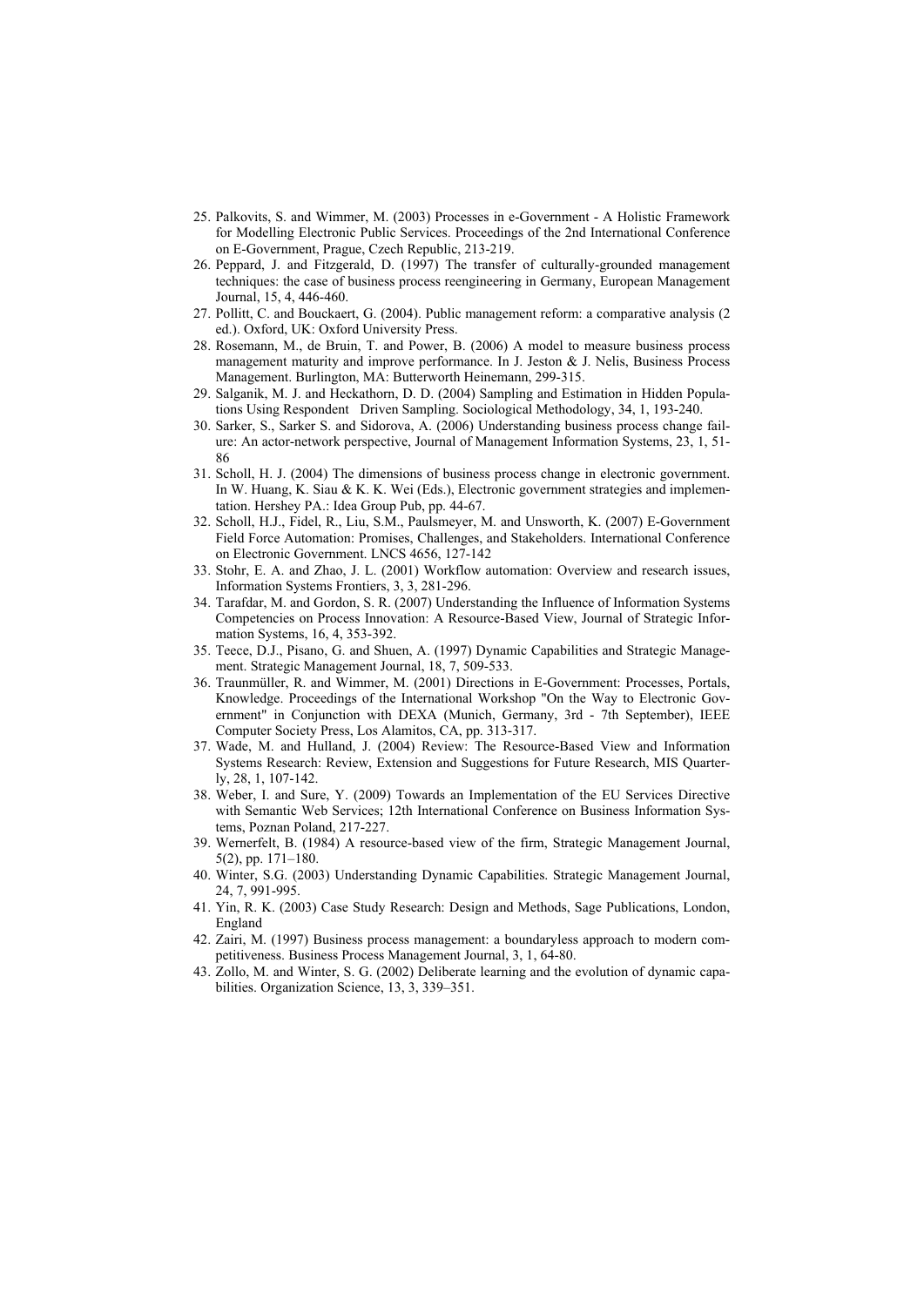25. Palkovits, S. and Wimmer, M. (2003) Processes in e-Government - A Holistic Framework for Modelling Electronic Public Services. Proceedings of the 2nd International Conference on E-Government, Prague, Czech Republic, 213-219.
26. Peppard, J. and Fitzgerald, D. (1997) The transfer of culturally-grounded management techniques: the case of business process reengineering in Germany, European Management Journal, 15, 4, 446-460.
27. Pollitt, C. and Bouckaert, G. (2004). Public management reform: a comparative analysis (2 ed.). Oxford, UK: Oxford University Press.
28. Rosemann, M., de Bruin, T. and Power, B. (2006) A model to measure business process management maturity and improve performance. In J. Jeston & J. Nelis, Business Process Management. Burlington, MA: Butterworth Heinemann, 299-315.
29. Salganik, M. J. and Heckathorn, D. D. (2004) Sampling and Estimation in Hidden Populations Using Respondent Driven Sampling. Sociological Methodology, 34, 1, 193-240.
30. Sarker, S., Sarker S. and Sidorova, A. (2006) Understanding business process change failure: An actor-network perspective, Journal of Management Information Systems, 23, 1, 51-86
31. Scholl, H. J. (2004) The dimensions of business process change in electronic government. In W. Huang, K. Siau & K. K. Wei (Eds.), Electronic government strategies and implementation. Hershey PA.: Idea Group Pub, pp. 44-67.
32. Scholl, H.J., Fidel, R., Liu, S.M., Paulsmeyer, M. and Unsworth, K. (2007) E-Government Field Force Automation: Promises, Challenges, and Stakeholders. International Conference on Electronic Government. LNCS 4656, 127-142
33. Stohr, E. A. and Zhao, J. L. (2001) Workflow automation: Overview and research issues, Information Systems Frontiers, 3, 3, 281-296.
34. Tarafdar, M. and Gordon, S. R. (2007) Understanding the Influence of Information Systems Competencies on Process Innovation: A Resource-Based View, Journal of Strategic Information Systems, 16, 4, 353-392.
35. Teece, D.J., Pisano, G. and Shuen, A. (1997) Dynamic Capabilities and Strategic Management. Strategic Management Journal, 18, 7, 509-533.
36. Traunmüller, R. and Wimmer, M. (2001) Directions in E-Government: Processes, Portals, Knowledge. Proceedings of the International Workshop "On the Way to Electronic Government" in Conjunction with DEXA (Munich, Germany, 3rd - 7th September), IEEE Computer Society Press, Los Alamitos, CA, pp. 313-317.
37. Wade, M. and Hulland, J. (2004) Review: The Resource-Based View and Information Systems Research: Review, Extension and Suggestions for Future Research, MIS Quarterly, 28, 1, 107-142.
38. Weber, I. and Sure, Y. (2009) Towards an Implementation of the EU Services Directive with Semantic Web Services; 12th International Conference on Business Information Systems, Poznan Poland, 217-227.
39. Wernerfelt, B. (1984) A resource-based view of the firm, Strategic Management Journal, 5(2), pp. 171–180.
40. Winter, S.G. (2003) Understanding Dynamic Capabilities. Strategic Management Journal, 24, 7, 991-995.
41. Yin, R. K. (2003) Case Study Research: Design and Methods, Sage Publications, London, England
42. Zairi, M. (1997) Business process management: a boundaryless approach to modern competitiveness. Business Process Management Journal, 3, 1, 64-80.
43. Zollo, M. and Winter, S. G. (2002) Deliberate learning and the evolution of dynamic capabilities. Organization Science, 13, 3, 339–351.